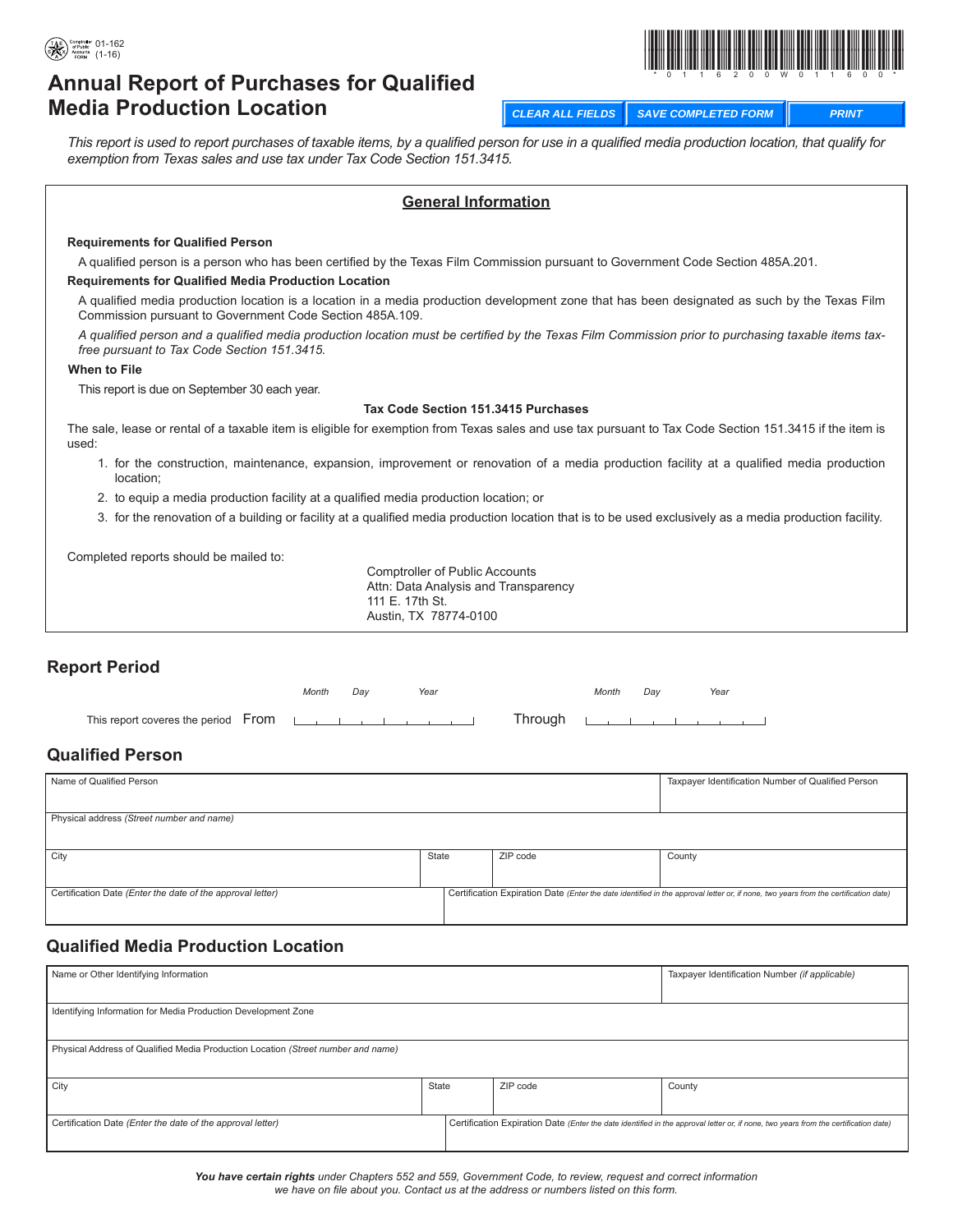01-162 (1-16)

# Annual Report of Purchases for Qualified Media Production Location

*This report is used to report purchases of taxable items, by a qualified person for use in a qualified media production location, that qualify for exemption from Texas sales and use tax under Tax Code Section 151.3415.*

## General Information

**Requirements for Qualified Person**

A qualified person is a person who has been certified by the Texas Film Commission pursuant to Government Code Section 485A.201.

**Requirements for Qualified Media Production Location**

A qualified media production location is a location in a media production development zone that has been designated as such by the Texas Film Commission pursuant to Government Code Section 485A.109.

*A qualified person and a qualified media production location must be certified by the Texas Film Commission prior to purchasing taxable items tax-free pursuant to Tax Code Section 151.3415.*

**When to File**

This report is due on September 30 each year.

**Tax Code Section 151.3415 Purchases**

The sale, lease or rental of a taxable item is eligible for exemption from Texas sales and use tax pursuant to Tax Code Section 151.3415 if the item is used:

1. for the construction, maintenance, expansion, improvement or renovation of a media production facility at a qualified media production location;
2. to equip a media production facility at a qualified media production location; or
3. for the renovation of a building or facility at a qualified media production location that is to be used exclusively as a media production facility.

Completed reports should be mailed to:

Comptroller of Public Accounts
Attn: Data Analysis and Transparency
111 E. 17th St.
Austin, TX 78774-0100

## Report Period

This report coveres the period From (Month Day Year) ______ Through (Month Day Year) ______

## Qualified Person

| Name of Qualified Person | | | Taxpayer Identification Number of Qualified Person |
|---|---|---|---|
| Physical address *(Street number and name)* | | | |
| City | State | ZIP code | County |
| Certification Date *(Enter the date of the approval letter)* | Certification Expiration Date *(Enter the date identified in the approval letter or, if none, two years from the certification date)* | | |

## Qualified Media Production Location

| Name or Other Identifying Information | | | Taxpayer Identification Number *(if applicable)* |
|---|---|---|---|
| Identifying Information for Media Production Development Zone | | | |
| Physical Address of Qualified Media Production Location *(Street number and name)* | | | |
| City | State | ZIP code | County |
| Certification Date *(Enter the date of the approval letter)* | Certification Expiration Date *(Enter the date identified in the approval letter or, if none, two years from the certification date)* | | |

***You have certain rights** under Chapters 552 and 559, Government Code, to review, request and correct information we have on file about you. Contact us at the address or numbers listed on this form.*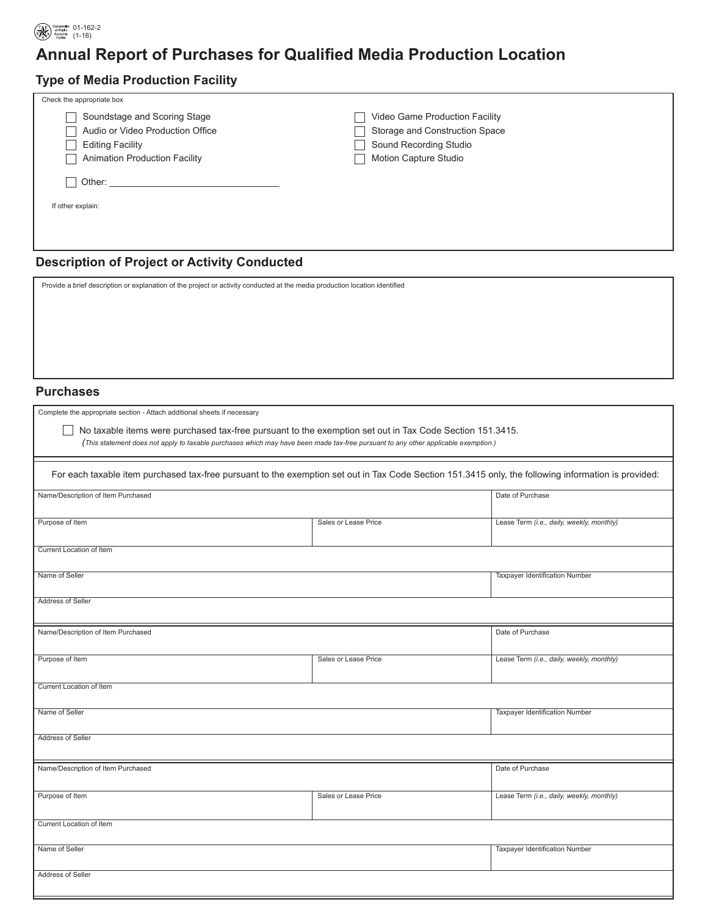01-162-2
(1-16)

# Annual Report of Purchases for Qualified Media Production Location

## Type of Media Production Facility

Check the appropriate box

- ☐ Soundstage and Scoring Stage
- ☐ Audio or Video Production Office
- ☐ Editing Facility
- ☐ Animation Production Facility
- ☐ Video Game Production Facility
- ☐ Storage and Construction Space
- ☐ Sound Recording Studio
- ☐ Motion Capture Studio
- ☐ Other: ________________________________

If other explain:

## Description of Project or Activity Conducted

Provide a brief description or explanation of the project or activity conducted at the media production location identified

## Purchases

Complete the appropriate section - Attach additional sheets if necessary

☐ No taxable items were purchased tax-free pursuant to the exemption set out in Tax Code Section 151.3415.
*(This statement does not apply to taxable purchases which may have been made tax-free pursuant to any other applicable exemption.)*

For each taxable item purchased tax-free pursuant to the exemption set out in Tax Code Section 151.3415 only, the following information is provided:

| | | |
|---|---|---|
| Name/Description of Item Purchased | | Date of Purchase |
| Purpose of Item | Sales or Lease Price | Lease Term *(i.e., daily, weekly, monthly)* |
| Current Location of Item | | |
| Name of Seller | | Taxpayer Identification Number |
| Address of Seller | | |

| | | |
|---|---|---|
| Name/Description of Item Purchased | | Date of Purchase |
| Purpose of Item | Sales or Lease Price | Lease Term *(i.e., daily, weekly, monthly)* |
| Current Location of Item | | |
| Name of Seller | | Taxpayer Identification Number |
| Address of Seller | | |

| | | |
|---|---|---|
| Name/Description of Item Purchased | | Date of Purchase |
| Purpose of Item | Sales or Lease Price | Lease Term *(i.e., daily, weekly, monthly)* |
| Current Location of Item | | |
| Name of Seller | | Taxpayer Identification Number |
| Address of Seller | | |